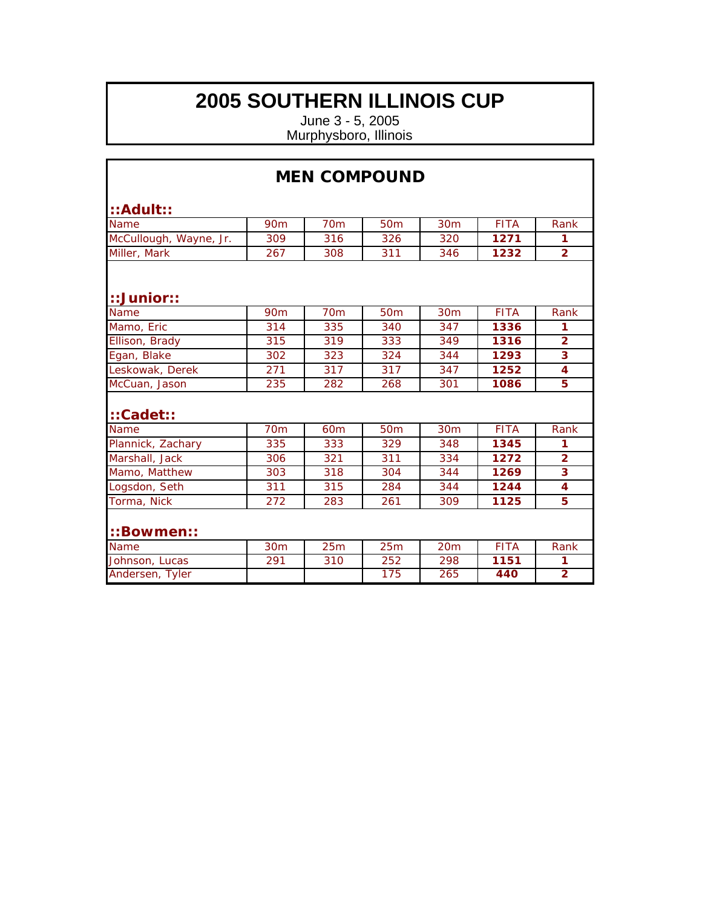# 2005 SOUTHERN ILLINOIS CUP

June 3 - 5, 2005
Murphysboro, Illinois

## MEN COMPOUND

### ::Adult::

| Name | 90m | 70m | 50m | 30m | FITA | Rank |
|---|---|---|---|---|---|---|
| McCullough, Wayne, Jr. | 309 | 316 | 326 | 320 | **1271** | **1** |
| Miller, Mark | 267 | 308 | 311 | 346 | **1232** | **2** |

### ::Junior::

| Name | 90m | 70m | 50m | 30m | FITA | Rank |
|---|---|---|---|---|---|---|
| Mamo, Eric | 314 | 335 | 340 | 347 | **1336** | **1** |
| Ellison, Brady | 315 | 319 | 333 | 349 | **1316** | **2** |
| Egan, Blake | 302 | 323 | 324 | 344 | **1293** | **3** |
| Leskowak, Derek | 271 | 317 | 317 | 347 | **1252** | **4** |
| McCuan, Jason | 235 | 282 | 268 | 301 | **1086** | **5** |

### ::Cadet::

| Name | 70m | 60m | 50m | 30m | FITA | Rank |
|---|---|---|---|---|---|---|
| Plannick, Zachary | 335 | 333 | 329 | 348 | **1345** | **1** |
| Marshall, Jack | 306 | 321 | 311 | 334 | **1272** | **2** |
| Mamo, Matthew | 303 | 318 | 304 | 344 | **1269** | **3** |
| Logsdon, Seth | 311 | 315 | 284 | 344 | **1244** | **4** |
| Torma, Nick | 272 | 283 | 261 | 309 | **1125** | **5** |

### ::Bowmen::

| Name | 30m | 25m | 25m | 20m | FITA | Rank |
|---|---|---|---|---|---|---|
| Johnson, Lucas | 291 | 310 | 252 | 298 | **1151** | **1** |
| Andersen, Tyler | | | 175 | 265 | **440** | **2** |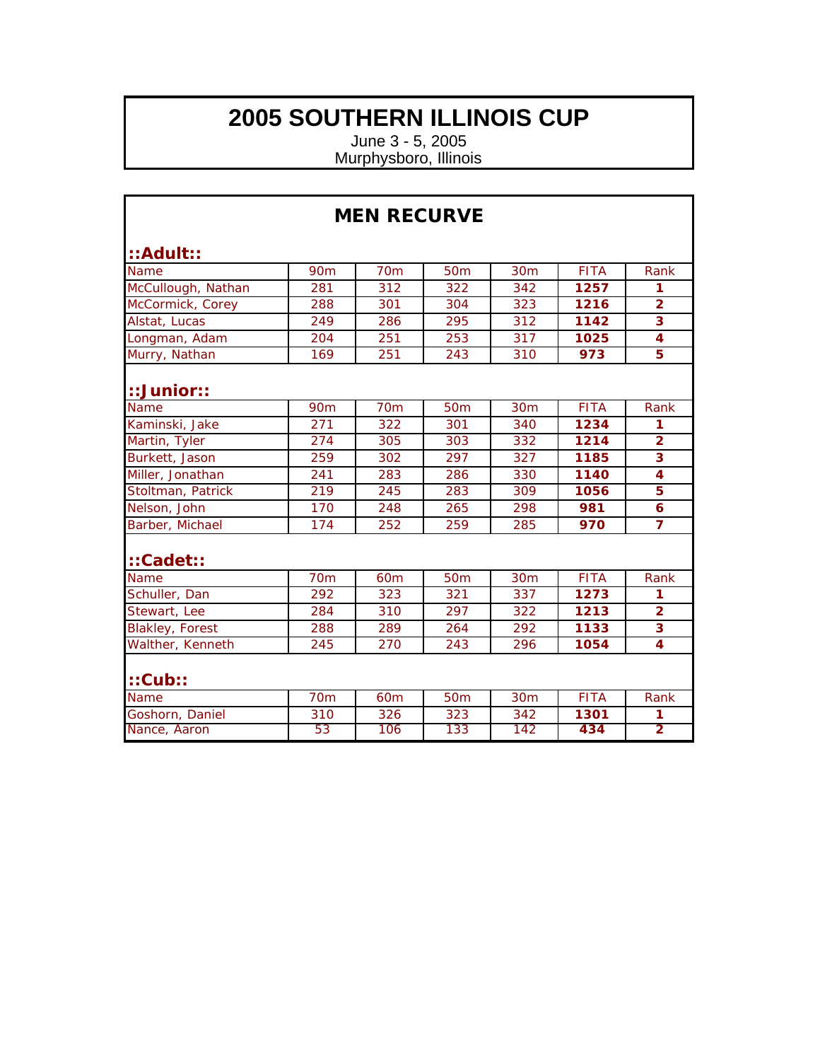# 2005 SOUTHERN ILLINOIS CUP

June 3 - 5, 2005
Murphysboro, Illinois

## MEN RECURVE

### ::Adult::

| Name | 90m | 70m | 50m | 30m | FITA | Rank |
|---|---|---|---|---|---|---|
| McCullough, Nathan | 281 | 312 | 322 | 342 | **1257** | **1** |
| McCormick, Corey | 288 | 301 | 304 | 323 | **1216** | **2** |
| Alstat, Lucas | 249 | 286 | 295 | 312 | **1142** | **3** |
| Longman, Adam | 204 | 251 | 253 | 317 | **1025** | **4** |
| Murry, Nathan | 169 | 251 | 243 | 310 | **973** | **5** |

### ::Junior::

| Name | 90m | 70m | 50m | 30m | FITA | Rank |
|---|---|---|---|---|---|---|
| Kaminski, Jake | 271 | 322 | 301 | 340 | **1234** | **1** |
| Martin, Tyler | 274 | 305 | 303 | 332 | **1214** | **2** |
| Burkett, Jason | 259 | 302 | 297 | 327 | **1185** | **3** |
| Miller, Jonathan | 241 | 283 | 286 | 330 | **1140** | **4** |
| Stoltman, Patrick | 219 | 245 | 283 | 309 | **1056** | **5** |
| Nelson, John | 170 | 248 | 265 | 298 | **981** | **6** |
| Barber, Michael | 174 | 252 | 259 | 285 | **970** | **7** |

### ::Cadet::

| Name | 70m | 60m | 50m | 30m | FITA | Rank |
|---|---|---|---|---|---|---|
| Schuller, Dan | 292 | 323 | 321 | 337 | **1273** | **1** |
| Stewart, Lee | 284 | 310 | 297 | 322 | **1213** | **2** |
| Blakley, Forest | 288 | 289 | 264 | 292 | **1133** | **3** |
| Walther, Kenneth | 245 | 270 | 243 | 296 | **1054** | **4** |

### ::Cub::

| Name | 70m | 60m | 50m | 30m | FITA | Rank |
|---|---|---|---|---|---|---|
| Goshorn, Daniel | 310 | 326 | 323 | 342 | **1301** | **1** |
| Nance, Aaron | 53 | 106 | 133 | 142 | **434** | **2** |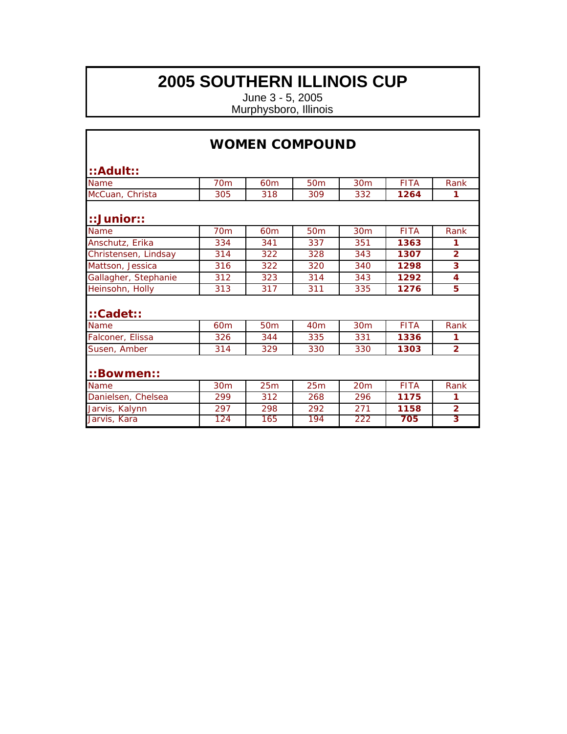# 2005 SOUTHERN ILLINOIS CUP

June 3 - 5, 2005
Murphysboro, Illinois

## WOMEN COMPOUND

### ::Adult::

| Name | 70m | 60m | 50m | 30m | FITA | Rank |
|---|---|---|---|---|---|---|
| McCuan, Christa | 305 | 318 | 309 | 332 | **1264** | **1** |

### ::Junior::

| Name | 70m | 60m | 50m | 30m | FITA | Rank |
|---|---|---|---|---|---|---|
| Anschutz, Erika | 334 | 341 | 337 | 351 | **1363** | **1** |
| Christensen, Lindsay | 314 | 322 | 328 | 343 | **1307** | **2** |
| Mattson, Jessica | 316 | 322 | 320 | 340 | **1298** | **3** |
| Gallagher, Stephanie | 312 | 323 | 314 | 343 | **1292** | **4** |
| Heinsohn, Holly | 313 | 317 | 311 | 335 | **1276** | **5** |

### ::Cadet::

| Name | 60m | 50m | 40m | 30m | FITA | Rank |
|---|---|---|---|---|---|---|
| Falconer, Elissa | 326 | 344 | 335 | 331 | **1336** | **1** |
| Susen, Amber | 314 | 329 | 330 | 330 | **1303** | **2** |

### ::Bowmen::

| Name | 30m | 25m | 25m | 20m | FITA | Rank |
|---|---|---|---|---|---|---|
| Danielsen, Chelsea | 299 | 312 | 268 | 296 | **1175** | **1** |
| Jarvis, Kalynn | 297 | 298 | 292 | 271 | **1158** | **2** |
| Jarvis, Kara | 124 | 165 | 194 | 222 | **705** | **3** |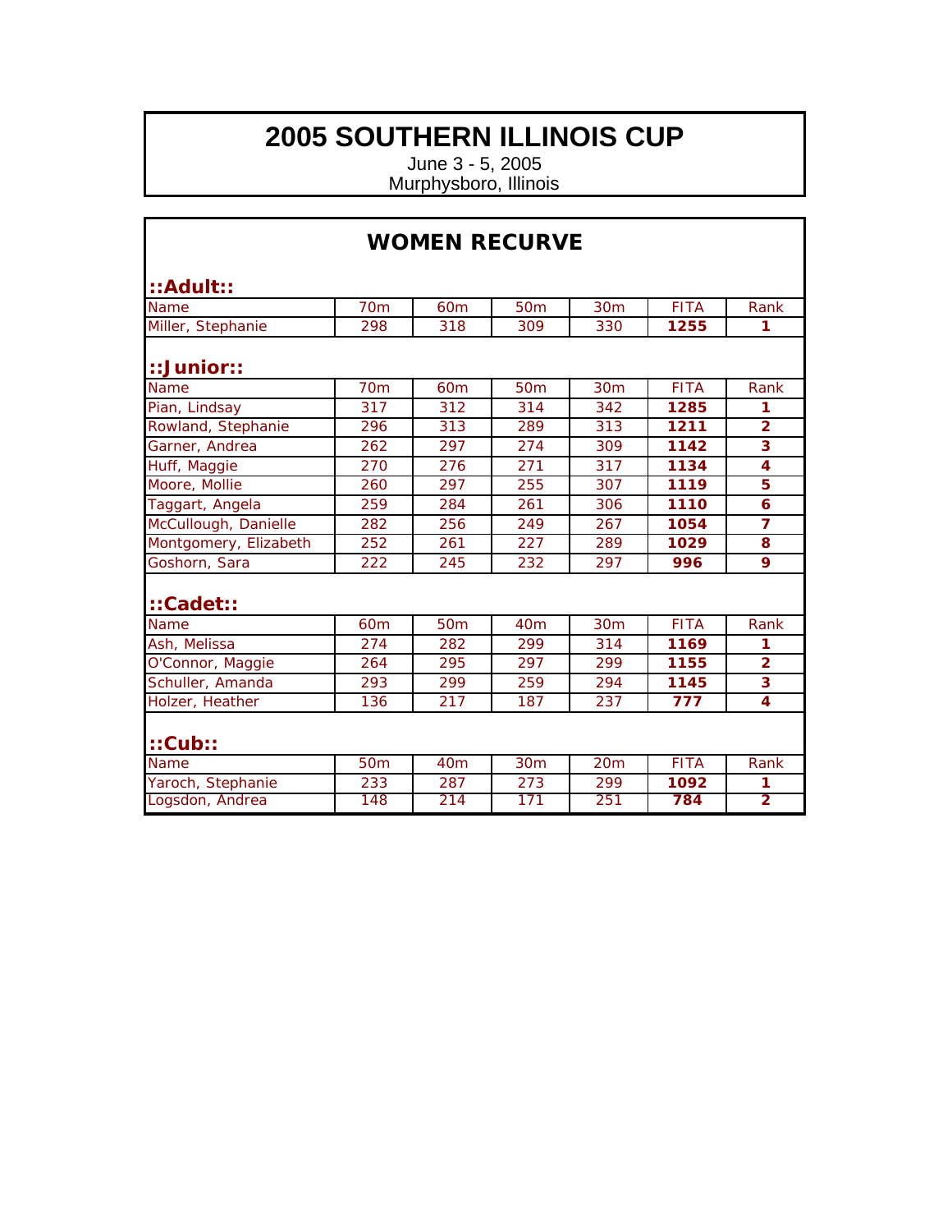# 2005 SOUTHERN ILLINOIS CUP

June 3 - 5, 2005
Murphysboro, Illinois

## WOMEN RECURVE

### ::Adult::

| Name | 70m | 60m | 50m | 30m | FITA | Rank |
|---|---|---|---|---|---|---|
| Miller, Stephanie | 298 | 318 | 309 | 330 | **1255** | **1** |

### ::Junior::

| Name | 70m | 60m | 50m | 30m | FITA | Rank |
|---|---|---|---|---|---|---|
| Pian, Lindsay | 317 | 312 | 314 | 342 | **1285** | **1** |
| Rowland, Stephanie | 296 | 313 | 289 | 313 | **1211** | **2** |
| Garner, Andrea | 262 | 297 | 274 | 309 | **1142** | **3** |
| Huff, Maggie | 270 | 276 | 271 | 317 | **1134** | **4** |
| Moore, Mollie | 260 | 297 | 255 | 307 | **1119** | **5** |
| Taggart, Angela | 259 | 284 | 261 | 306 | **1110** | **6** |
| McCullough, Danielle | 282 | 256 | 249 | 267 | **1054** | **7** |
| Montgomery, Elizabeth | 252 | 261 | 227 | 289 | **1029** | **8** |
| Goshorn, Sara | 222 | 245 | 232 | 297 | **996** | **9** |

### ::Cadet::

| Name | 60m | 50m | 40m | 30m | FITA | Rank |
|---|---|---|---|---|---|---|
| Ash, Melissa | 274 | 282 | 299 | 314 | **1169** | **1** |
| O'Connor, Maggie | 264 | 295 | 297 | 299 | **1155** | **2** |
| Schuller, Amanda | 293 | 299 | 259 | 294 | **1145** | **3** |
| Holzer, Heather | 136 | 217 | 187 | 237 | **777** | **4** |

### ::Cub::

| Name | 50m | 40m | 30m | 20m | FITA | Rank |
|---|---|---|---|---|---|---|
| Yaroch, Stephanie | 233 | 287 | 273 | 299 | **1092** | **1** |
| Logsdon, Andrea | 148 | 214 | 171 | 251 | **784** | **2** |